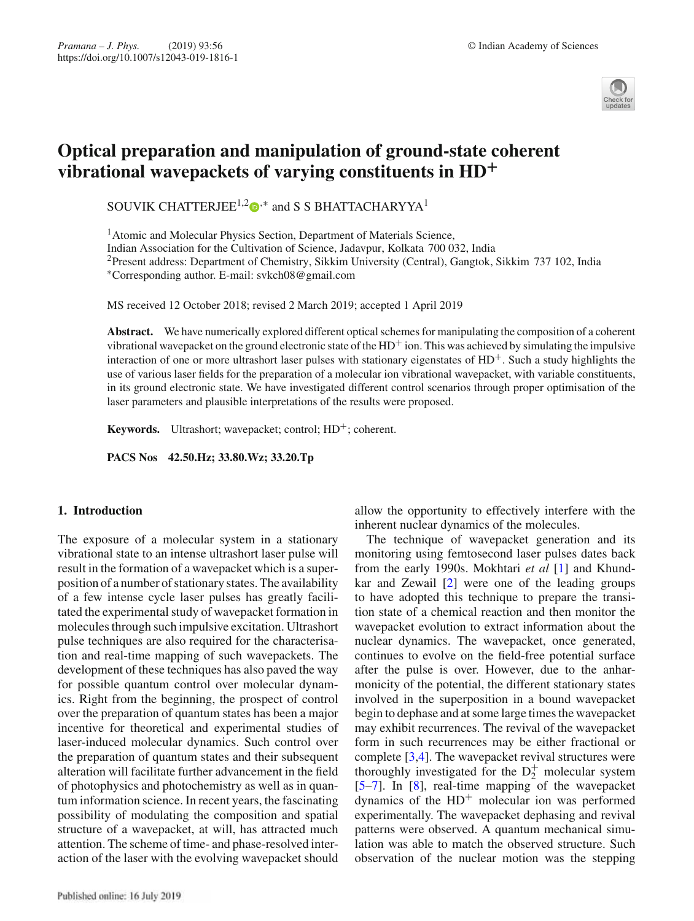# Optical preparation and manipulation of ground-state coherent vibrational wavepackets of varying constituents in $HD^+$

SOUVIK CHATTERJEE[1,2,*] and S S BHATTACHARYYA[1]

[1] Atomic and Molecular Physics Section, Department of Materials Science, Indian Association for the Cultivation of Science, Jadavpur, Kolkata 700 032, India
[2] Present address: Department of Chemistry, Sikkim University (Central), Gangtok, Sikkim 737 102, India
[*] Corresponding author. E-mail: svkch08@gmail.com

MS received 12 October 2018; revised 2 March 2019; accepted 1 April 2019

**Abstract.** We have numerically explored different optical schemes for manipulating the composition of a coherent vibrational wavepacket on the ground electronic state of the $HD^+$ ion. This was achieved by simulating the impulsive interaction of one or more ultrashort laser pulses with stationary eigenstates of $HD^+$. Such a study highlights the use of various laser fields for the preparation of a molecular ion vibrational wavepacket, with variable constituents, in its ground electronic state. We have investigated different control scenarios through proper optimisation of the laser parameters and plausible interpretations of the results were proposed.

**Keywords.** Ultrashort; wavepacket; control; $HD^+$; coherent.

**PACS Nos** 42.50.Hz; 33.80.Wz; 33.20.Tp

## 1. Introduction

The exposure of a molecular system in a stationary vibrational state to an intense ultrashort laser pulse will result in the formation of a wavepacket which is a superposition of a number of stationary states. The availability of a few intense cycle laser pulses has greatly facilitated the experimental study of wavepacket formation in molecules through such impulsive excitation. Ultrashort pulse techniques are also required for the characterisation and real-time mapping of such wavepackets. The development of these techniques has also paved the way for possible quantum control over molecular dynamics. Right from the beginning, the prospect of control over the preparation of quantum states has been a major incentive for theoretical and experimental studies of laser-induced molecular dynamics. Such control over the preparation of quantum states and their subsequent alteration will facilitate further advancement in the field of photophysics and photochemistry as well as in quantum information science. In recent years, the fascinating possibility of modulating the composition and spatial structure of a wavepacket, at will, has attracted much attention. The scheme of time- and phase-resolved interaction of the laser with the evolving wavepacket should allow the opportunity to effectively interfere with the inherent nuclear dynamics of the molecules.

The technique of wavepacket generation and its monitoring using femtosecond laser pulses dates back from the early 1990s. Mokhtari *et al* [1] and Khundkar and Zewail [2] were one of the leading groups to have adopted this technique to prepare the transition state of a chemical reaction and then monitor the wavepacket evolution to extract information about the nuclear dynamics. The wavepacket, once generated, continues to evolve on the field-free potential surface after the pulse is over. However, due to the anharmonicity of the potential, the different stationary states involved in the superposition in a bound wavepacket begin to dephase and at some large times the wavepacket may exhibit recurrences. The revival of the wavepacket form in such recurrences may be either fractional or complete [3,4]. The wavepacket revival structures were thoroughly investigated for the $D_2^+$ molecular system [5–7]. In [8], real-time mapping of the wavepacket dynamics of the $HD^+$ molecular ion was performed experimentally. The wavepacket dephasing and revival patterns were observed. A quantum mechanical simulation was able to match the observed structure. Such observation of the nuclear motion was the stepping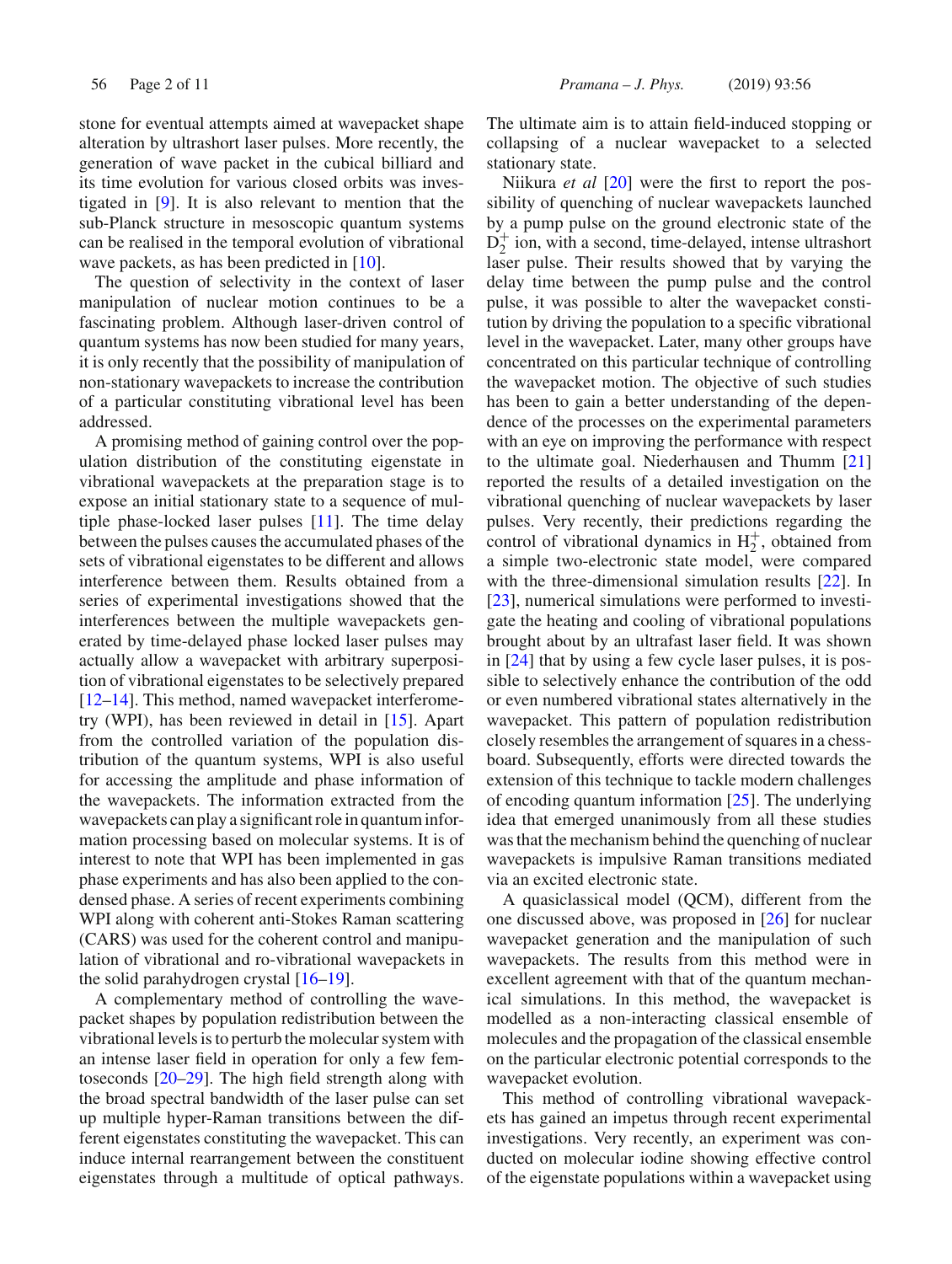stone for eventual attempts aimed at wavepacket shape alteration by ultrashort laser pulses. More recently, the generation of wave packet in the cubical billiard and its time evolution for various closed orbits was investigated in [9]. It is also relevant to mention that the sub-Planck structure in mesoscopic quantum systems can be realised in the temporal evolution of vibrational wave packets, as has been predicted in [10].

The question of selectivity in the context of laser manipulation of nuclear motion continues to be a fascinating problem. Although laser-driven control of quantum systems has now been studied for many years, it is only recently that the possibility of manipulation of non-stationary wavepackets to increase the contribution of a particular constituting vibrational level has been addressed.

A promising method of gaining control over the population distribution of the constituting eigenstate in vibrational wavepackets at the preparation stage is to expose an initial stationary state to a sequence of multiple phase-locked laser pulses [11]. The time delay between the pulses causes the accumulated phases of the sets of vibrational eigenstates to be different and allows interference between them. Results obtained from a series of experimental investigations showed that the interferences between the multiple wavepackets generated by time-delayed phase locked laser pulses may actually allow a wavepacket with arbitrary superposition of vibrational eigenstates to be selectively prepared [12–14]. This method, named wavepacket interferometry (WPI), has been reviewed in detail in [15]. Apart from the controlled variation of the population distribution of the quantum systems, WPI is also useful for accessing the amplitude and phase information of the wavepackets. The information extracted from the wavepackets can play a significant role in quantum information processing based on molecular systems. It is of interest to note that WPI has been implemented in gas phase experiments and has also been applied to the condensed phase. A series of recent experiments combining WPI along with coherent anti-Stokes Raman scattering (CARS) was used for the coherent control and manipulation of vibrational and ro-vibrational wavepackets in the solid parahydrogen crystal [16–19].

A complementary method of controlling the wavepacket shapes by population redistribution between the vibrational levels is to perturb the molecular system with an intense laser field in operation for only a few femtoseconds [20–29]. The high field strength along with the broad spectral bandwidth of the laser pulse can set up multiple hyper-Raman transitions between the different eigenstates constituting the wavepacket. This can induce internal rearrangement between the constituent eigenstates through a multitude of optical pathways. The ultimate aim is to attain field-induced stopping or collapsing of a nuclear wavepacket to a selected stationary state.

Niikura *et al* [20] were the first to report the possibility of quenching of nuclear wavepackets launched by a pump pulse on the ground electronic state of the $D_2^+$ ion, with a second, time-delayed, intense ultrashort laser pulse. Their results showed that by varying the delay time between the pump pulse and the control pulse, it was possible to alter the wavepacket constitution by driving the population to a specific vibrational level in the wavepacket. Later, many other groups have concentrated on this particular technique of controlling the wavepacket motion. The objective of such studies has been to gain a better understanding of the dependence of the processes on the experimental parameters with an eye on improving the performance with respect to the ultimate goal. Niederhausen and Thumm [21] reported the results of a detailed investigation on the vibrational quenching of nuclear wavepackets by laser pulses. Very recently, their predictions regarding the control of vibrational dynamics in $H_2^+$, obtained from a simple two-electronic state model, were compared with the three-dimensional simulation results [22]. In [23], numerical simulations were performed to investigate the heating and cooling of vibrational populations brought about by an ultrafast laser field. It was shown in [24] that by using a few cycle laser pulses, it is possible to selectively enhance the contribution of the odd or even numbered vibrational states alternatively in the wavepacket. This pattern of population redistribution closely resembles the arrangement of squares in a chessboard. Subsequently, efforts were directed towards the extension of this technique to tackle modern challenges of encoding quantum information [25]. The underlying idea that emerged unanimously from all these studies was that the mechanism behind the quenching of nuclear wavepackets is impulsive Raman transitions mediated via an excited electronic state.

A quasiclassical model (QCM), different from the one discussed above, was proposed in [26] for nuclear wavepacket generation and the manipulation of such wavepackets. The results from this method were in excellent agreement with that of the quantum mechanical simulations. In this method, the wavepacket is modelled as a non-interacting classical ensemble of molecules and the propagation of the classical ensemble on the particular electronic potential corresponds to the wavepacket evolution.

This method of controlling vibrational wavepackets has gained an impetus through recent experimental investigations. Very recently, an experiment was conducted on molecular iodine showing effective control of the eigenstate populations within a wavepacket using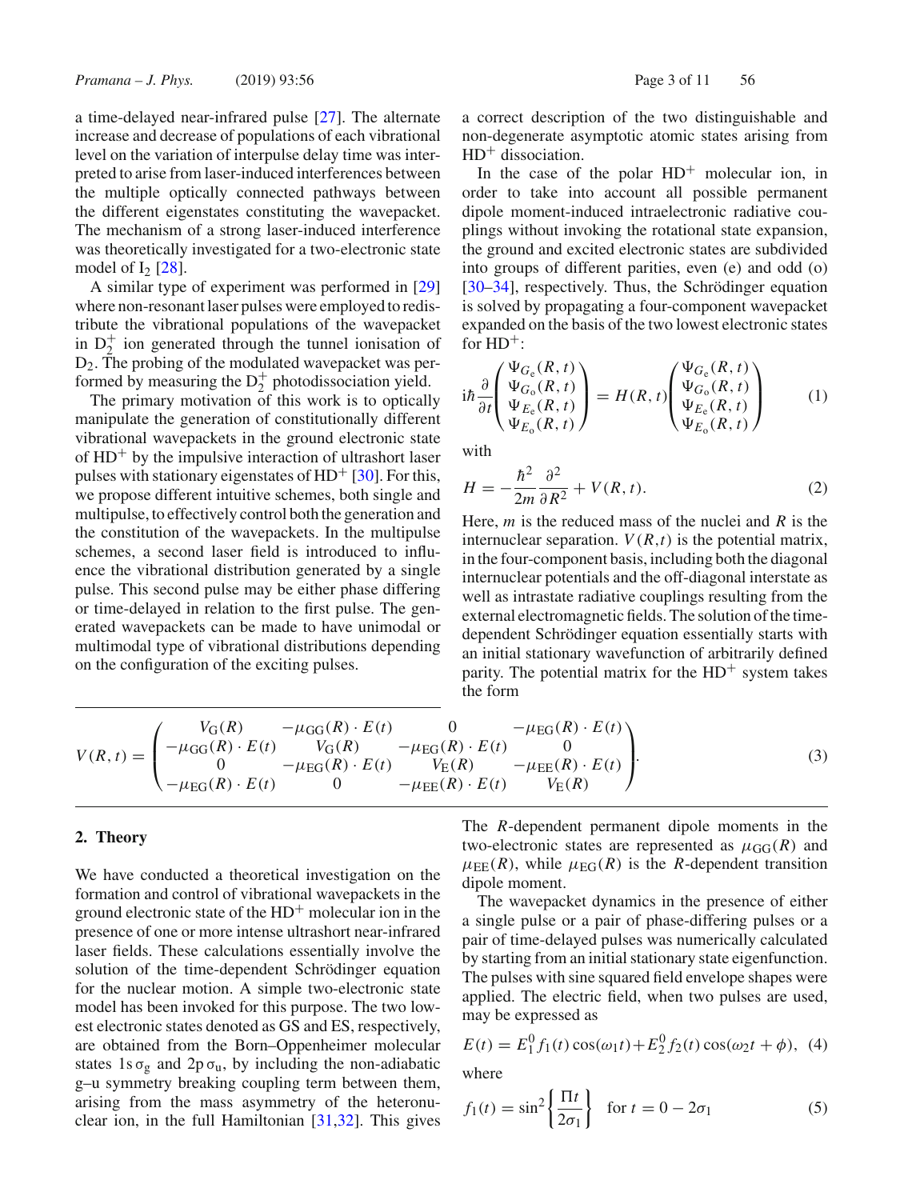a time-delayed near-infrared pulse [27]. The alternate increase and decrease of populations of each vibrational level on the variation of interpulse delay time was interpreted to arise from laser-induced interferences between the multiple optically connected pathways between the different eigenstates constituting the wavepacket. The mechanism of a strong laser-induced interference was theoretically investigated for a two-electronic state model of $I_2$ [28].

A similar type of experiment was performed in [29] where non-resonant laser pulses were employed to redistribute the vibrational populations of the wavepacket in $D_2^+$ ion generated through the tunnel ionisation of $D_2$. The probing of the modulated wavepacket was performed by measuring the $D_2^+$ photodissociation yield.

The primary motivation of this work is to optically manipulate the generation of constitutionally different vibrational wavepackets in the ground electronic state of $HD^+$ by the impulsive interaction of ultrashort laser pulses with stationary eigenstates of $HD^+$ [30]. For this, we propose different intuitive schemes, both single and multipulse, to effectively control both the generation and the constitution of the wavepackets. In the multipulse schemes, a second laser field is introduced to influence the vibrational distribution generated by a single pulse. This second pulse may be either phase differing or time-delayed in relation to the first pulse. The generated wavepackets can be made to have unimodal or multimodal type of vibrational distributions depending on the configuration of the exciting pulses.

## 2. Theory

We have conducted a theoretical investigation on the formation and control of vibrational wavepackets in the ground electronic state of the $HD^+$ molecular ion in the presence of one or more intense ultrashort near-infrared laser fields. These calculations essentially involve the solution of the time-dependent Schrödinger equation for the nuclear motion. A simple two-electronic state model has been invoked for this purpose. The two lowest electronic states denoted as GS and ES, respectively, are obtained from the Born–Oppenheimer molecular states $1s\,\sigma_g$ and $2p\,\sigma_u$, by including the non-adiabatic g–u symmetry breaking coupling term between them, arising from the mass asymmetry of the heteronuclear ion, in the full Hamiltonian [31,32]. This gives a correct description of the two distinguishable and non-degenerate asymptotic atomic states arising from $HD^+$ dissociation.

In the case of the polar $HD^+$ molecular ion, in order to take into account all possible permanent dipole moment-induced intraelectronic radiative couplings without invoking the rotational state expansion, the ground and excited electronic states are subdivided into groups of different parities, even (e) and odd (o) [30–34], respectively. Thus, the Schrödinger equation is solved by propagating a four-component wavepacket expanded on the basis of the two lowest electronic states for $HD^+$:

$$
i\hbar \frac{\partial}{\partial t}\begin{pmatrix} \Psi_{G_e}(R,t) \\ \Psi_{G_o}(R,t) \\ \Psi_{E_e}(R,t) \\ \Psi_{E_o}(R,t) \end{pmatrix} = H(R,t)\begin{pmatrix} \Psi_{G_e}(R,t) \\ \Psi_{G_o}(R,t) \\ \Psi_{E_e}(R,t) \\ \Psi_{E_o}(R,t) \end{pmatrix} \tag{1}
$$

with

$$
H = -\frac{\hbar^2}{2m}\frac{\partial^2}{\partial R^2} + V(R,t). \tag{2}
$$

Here, $m$ is the reduced mass of the nuclei and $R$ is the internuclear separation. $V(R,t)$ is the potential matrix, in the four-component basis, including both the diagonal internuclear potentials and the off-diagonal interstate as well as intrastate radiative couplings resulting from the external electromagnetic fields. The solution of the time-dependent Schrödinger equation essentially starts with an initial stationary wavefunction of arbitrarily defined parity. The potential matrix for the $HD^+$ system takes the form

$$
V(R,t) = \begin{pmatrix} V_G(R) & -\mu_{GG}(R)\cdot E(t) & 0 & -\mu_{EG}(R)\cdot E(t) \\ -\mu_{GG}(R)\cdot E(t) & V_G(R) & -\mu_{EG}(R)\cdot E(t) & 0 \\ 0 & -\mu_{EG}(R)\cdot E(t) & V_E(R) & -\mu_{EE}(R)\cdot E(t) \\ -\mu_{EG}(R)\cdot E(t) & 0 & -\mu_{EE}(R)\cdot E(t) & V_E(R) \end{pmatrix}. \tag{3}
$$

The $R$-dependent permanent dipole moments in the two-electronic states are represented as $\mu_{GG}(R)$ and $\mu_{EE}(R)$, while $\mu_{EG}(R)$ is the $R$-dependent transition dipole moment.

The wavepacket dynamics in the presence of either a single pulse or a pair of phase-differing pulses or a pair of time-delayed pulses was numerically calculated by starting from an initial stationary state eigenfunction. The pulses with sine squared field envelope shapes were applied. The electric field, when two pulses are used, may be expressed as

$$
E(t) = E_1^0 f_1(t)\cos(\omega_1 t) + E_2^0 f_2(t)\cos(\omega_2 t + \phi), \tag{4}
$$

where

$$
f_1(t) = \sin^2\left\{\frac{\Pi t}{2\sigma_1}\right\} \quad \text{for } t = 0 - 2\sigma_1 \tag{5}
$$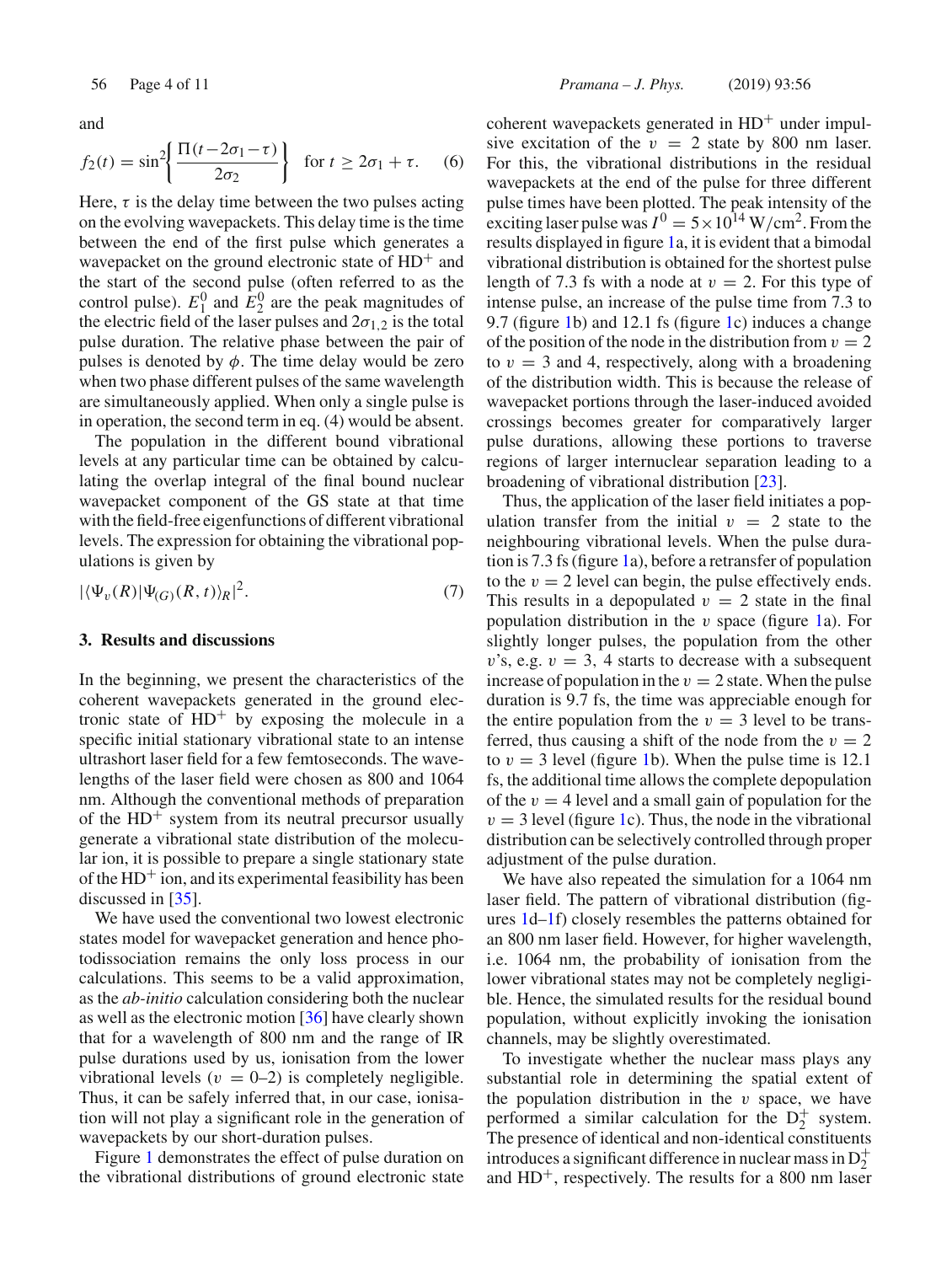and

$$f_2(t) = \sin^2\left\{\frac{\Pi(t-2\sigma_1-\tau)}{2\sigma_2}\right\} \quad \text{for } t \geq 2\sigma_1 + \tau. \qquad (6)$$

Here, $\tau$ is the delay time between the two pulses acting on the evolving wavepackets. This delay time is the time between the end of the first pulse which generates a wavepacket on the ground electronic state of $HD^+$ and the start of the second pulse (often referred to as the control pulse). $E_1^0$ and $E_2^0$ are the peak magnitudes of the electric field of the laser pulses and $2\sigma_{1,2}$ is the total pulse duration. The relative phase between the pair of pulses is denoted by $\phi$. The time delay would be zero when two phase different pulses of the same wavelength are simultaneously applied. When only a single pulse is in operation, the second term in eq. (4) would be absent.

The population in the different bound vibrational levels at any particular time can be obtained by calculating the overlap integral of the final bound nuclear wavepacket component of the GS state at that time with the field-free eigenfunctions of different vibrational levels. The expression for obtaining the vibrational populations is given by

$$|\langle\Psi_v(R)|\Psi_{(G)}(R,t)\rangle_R|^2. \qquad (7)$$

## 3. Results and discussions

In the beginning, we present the characteristics of the coherent wavepackets generated in the ground electronic state of $HD^+$ by exposing the molecule in a specific initial stationary vibrational state to an intense ultrashort laser field for a few femtoseconds. The wavelengths of the laser field were chosen as 800 and 1064 nm. Although the conventional methods of preparation of the $HD^+$ system from its neutral precursor usually generate a vibrational state distribution of the molecular ion, it is possible to prepare a single stationary state of the $HD^+$ ion, and its experimental feasibility has been discussed in [35].

We have used the conventional two lowest electronic states model for wavepacket generation and hence photodissociation remains the only loss process in our calculations. This seems to be a valid approximation, as the *ab-initio* calculation considering both the nuclear as well as the electronic motion [36] have clearly shown that for a wavelength of 800 nm and the range of IR pulse durations used by us, ionisation from the lower vibrational levels ($v = 0$–$2$) is completely negligible. Thus, it can be safely inferred that, in our case, ionisation will not play a significant role in the generation of wavepackets by our short-duration pulses.

Figure 1 demonstrates the effect of pulse duration on the vibrational distributions of ground electronic state coherent wavepackets generated in $HD^+$ under impulsive excitation of the $v = 2$ state by 800 nm laser. For this, the vibrational distributions in the residual wavepackets at the end of the pulse for three different pulse times have been plotted. The peak intensity of the exciting laser pulse was $I^0 = 5 \times 10^{14}$ W/cm$^2$. From the results displayed in figure 1a, it is evident that a bimodal vibrational distribution is obtained for the shortest pulse length of 7.3 fs with a node at $v = 2$. For this type of intense pulse, an increase of the pulse time from 7.3 to 9.7 (figure 1b) and 12.1 fs (figure 1c) induces a change of the position of the node in the distribution from $v = 2$ to $v = 3$ and 4, respectively, along with a broadening of the distribution width. This is because the release of wavepacket portions through the laser-induced avoided crossings becomes greater for comparatively larger pulse durations, allowing these portions to traverse regions of larger internuclear separation leading to a broadening of vibrational distribution [23].

Thus, the application of the laser field initiates a population transfer from the initial $v = 2$ state to the neighbouring vibrational levels. When the pulse duration is 7.3 fs (figure 1a), before a retransfer of population to the $v = 2$ level can begin, the pulse effectively ends. This results in a depopulated $v = 2$ state in the final population distribution in the $v$ space (figure 1a). For slightly longer pulses, the population from the other $v$'s, e.g. $v = 3$, 4 starts to decrease with a subsequent increase of population in the $v = 2$ state. When the pulse duration is 9.7 fs, the time was appreciable enough for the entire population from the $v = 3$ level to be transferred, thus causing a shift of the node from the $v = 2$ to $v = 3$ level (figure 1b). When the pulse time is 12.1 fs, the additional time allows the complete depopulation of the $v = 4$ level and a small gain of population for the $v = 3$ level (figure 1c). Thus, the node in the vibrational distribution can be selectively controlled through proper adjustment of the pulse duration.

We have also repeated the simulation for a 1064 nm laser field. The pattern of vibrational distribution (figures 1d–1f) closely resembles the patterns obtained for an 800 nm laser field. However, for higher wavelength, i.e. 1064 nm, the probability of ionisation from the lower vibrational states may not be completely negligible. Hence, the simulated results for the residual bound population, without explicitly invoking the ionisation channels, may be slightly overestimated.

To investigate whether the nuclear mass plays any substantial role in determining the spatial extent of the population distribution in the $v$ space, we have performed a similar calculation for the $D_2^+$ system. The presence of identical and non-identical constituents introduces a significant difference in nuclear mass in $D_2^+$ and $HD^+$, respectively. The results for a 800 nm laser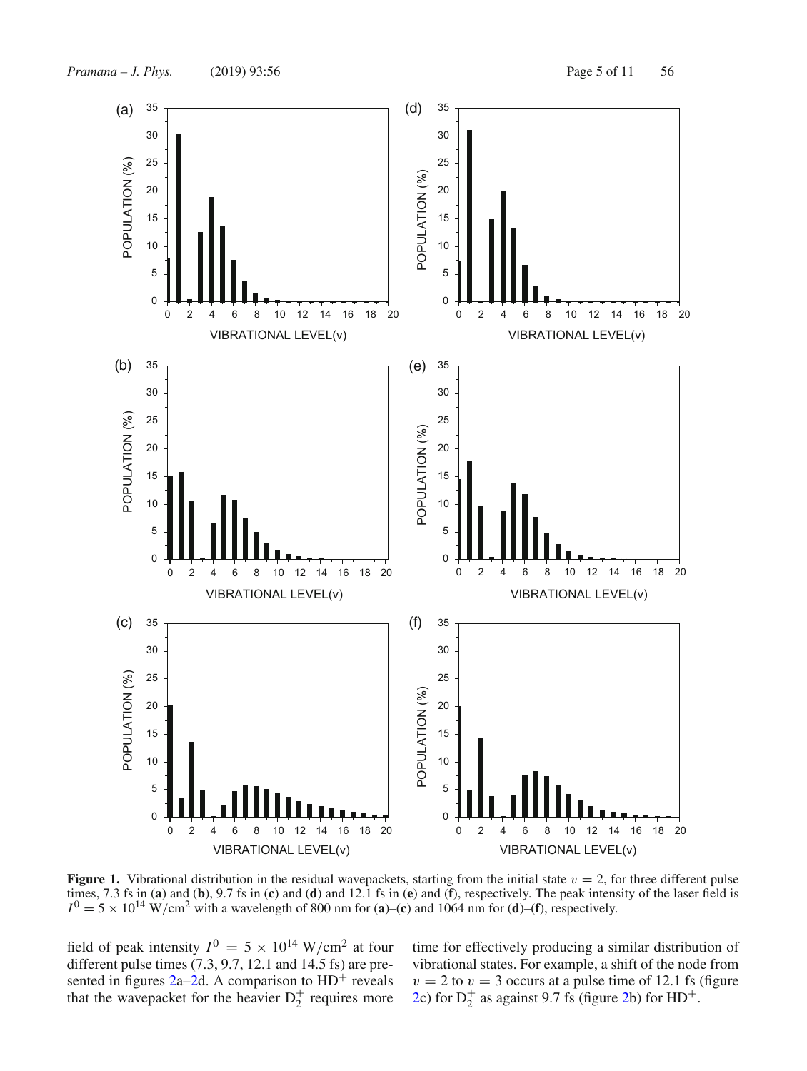**Figure 1.** Vibrational distribution in the residual wavepackets, starting from the initial state $v = 2$, for three different pulse times, 7.3 fs in (**a**) and (**b**), 9.7 fs in (**c**) and (**d**) and 12.1 fs in (**e**) and (**f**), respectively. The peak intensity of the laser field is $I^0 = 5 \times 10^{14}$ W/cm$^2$ with a wavelength of 800 nm for (**a**)–(**c**) and 1064 nm for (**d**)–(**f**), respectively.

field of peak intensity $I^0 = 5 \times 10^{14}$ W/cm$^2$ at four different pulse times (7.3, 9.7, 12.1 and 14.5 fs) are presented in figures 2a–2d. A comparison to $HD^+$ reveals that the wavepacket for the heavier $D_2^+$ requires more time for effectively producing a similar distribution of vibrational states. For example, a shift of the node from $v = 2$ to $v = 3$ occurs at a pulse time of 12.1 fs (figure 2c) for $D_2^+$ as against 9.7 fs (figure 2b) for $HD^+$.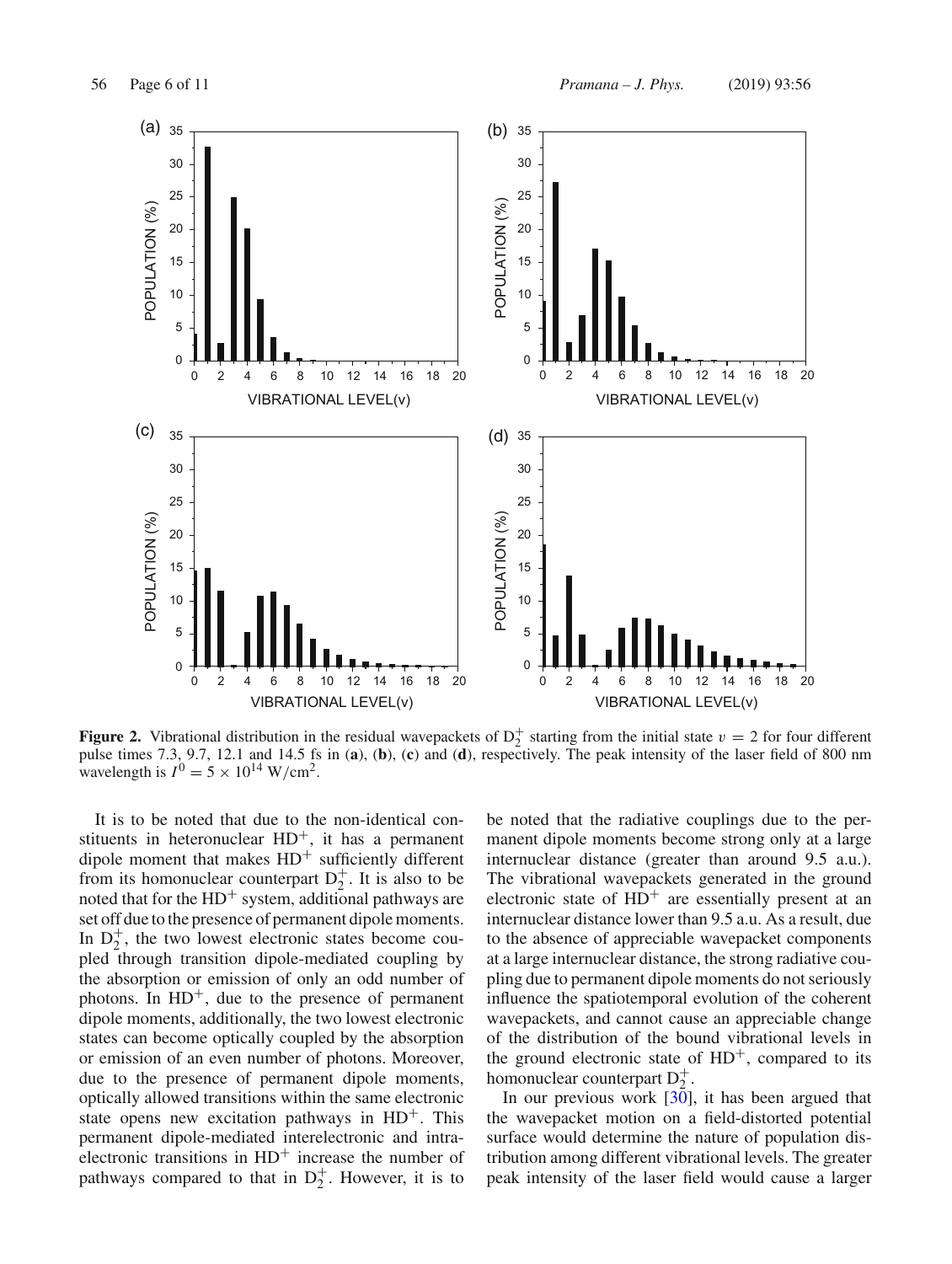**Figure 2.** Vibrational distribution in the residual wavepackets of $D_2^+$ starting from the initial state $v = 2$ for four different pulse times 7.3, 9.7, 12.1 and 14.5 fs in (**a**), (**b**), (**c**) and (**d**), respectively. The peak intensity of the laser field of 800 nm wavelength is $I^0 = 5 \times 10^{14}$ W/cm$^2$.

It is to be noted that due to the non-identical constituents in heteronuclear $HD^+$, it has a permanent dipole moment that makes $HD^+$ sufficiently different from its homonuclear counterpart $D_2^+$. It is also to be noted that for the $HD^+$ system, additional pathways are set off due to the presence of permanent dipole moments. In $D_2^+$, the two lowest electronic states become coupled through transition dipole-mediated coupling by the absorption or emission of only an odd number of photons. In $HD^+$, due to the presence of permanent dipole moments, additionally, the two lowest electronic states can become optically coupled by the absorption or emission of an even number of photons. Moreover, due to the presence of permanent dipole moments, optically allowed transitions within the same electronic state opens new excitation pathways in $HD^+$. This permanent dipole-mediated interelectronic and intraelectronic transitions in $HD^+$ increase the number of pathways compared to that in $D_2^+$. However, it is to be noted that the radiative couplings due to the permanent dipole moments become strong only at a large internuclear distance (greater than around 9.5 a.u.). The vibrational wavepackets generated in the ground electronic state of $HD^+$ are essentially present at an internuclear distance lower than 9.5 a.u. As a result, due to the absence of appreciable wavepacket components at a large internuclear distance, the strong radiative coupling due to permanent dipole moments do not seriously influence the spatiotemporal evolution of the coherent wavepackets, and cannot cause an appreciable change of the distribution of the bound vibrational levels in the ground electronic state of $HD^+$, compared to its homonuclear counterpart $D_2^+$.

In our previous work [30], it has been argued that the wavepacket motion on a field-distorted potential surface would determine the nature of population distribution among different vibrational levels. The greater peak intensity of the laser field would cause a larger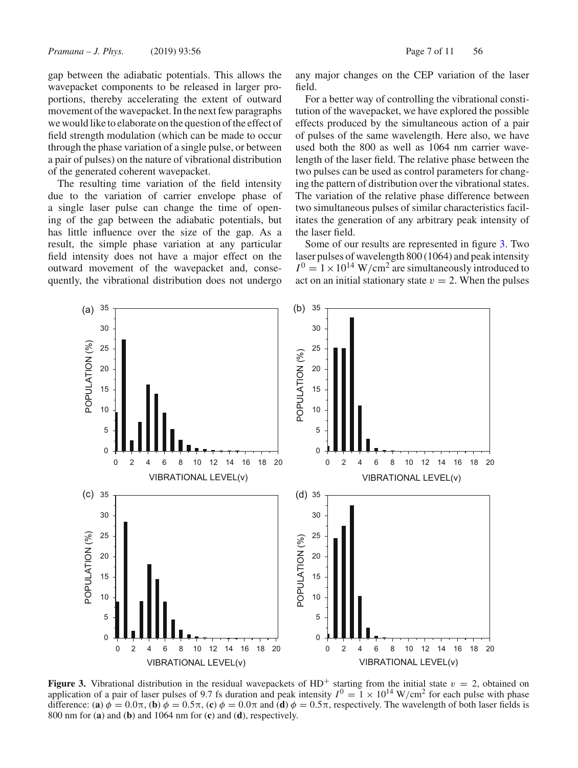gap between the adiabatic potentials. This allows the wavepacket components to be released in larger proportions, thereby accelerating the extent of outward movement of the wavepacket. In the next few paragraphs we would like to elaborate on the question of the effect of field strength modulation (which can be made to occur through the phase variation of a single pulse, or between a pair of pulses) on the nature of vibrational distribution of the generated coherent wavepacket.

The resulting time variation of the field intensity due to the variation of carrier envelope phase of a single laser pulse can change the time of opening of the gap between the adiabatic potentials, but has little influence over the size of the gap. As a result, the simple phase variation at any particular field intensity does not have a major effect on the outward movement of the wavepacket and, consequently, the vibrational distribution does not undergo any major changes on the CEP variation of the laser field.

For a better way of controlling the vibrational constitution of the wavepacket, we have explored the possible effects produced by the simultaneous action of a pair of pulses of the same wavelength. Here also, we have used both the 800 as well as 1064 nm carrier wavelength of the laser field. The relative phase between the two pulses can be used as control parameters for changing the pattern of distribution over the vibrational states. The variation of the relative phase difference between two simultaneous pulses of similar characteristics facilitates the generation of any arbitrary peak intensity of the laser field.

Some of our results are represented in figure 3. Two laser pulses of wavelength 800 (1064) and peak intensity $I^0 = 1 \times 10^{14}$ W/cm$^2$ are simultaneously introduced to act on an initial stationary state $v = 2$. When the pulses

**Figure 3.** Vibrational distribution in the residual wavepackets of $HD^+$ starting from the initial state $v = 2$, obtained on application of a pair of laser pulses of 9.7 fs duration and peak intensity $I^0 = 1 \times 10^{14}$ W/cm$^2$ for each pulse with phase difference: (**a**) $\phi = 0.0\pi$, (**b**) $\phi = 0.5\pi$, (**c**) $\phi = 0.0\pi$ and (**d**) $\phi = 0.5\pi$, respectively. The wavelength of both laser fields is 800 nm for (**a**) and (**b**) and 1064 nm for (**c**) and (**d**), respectively.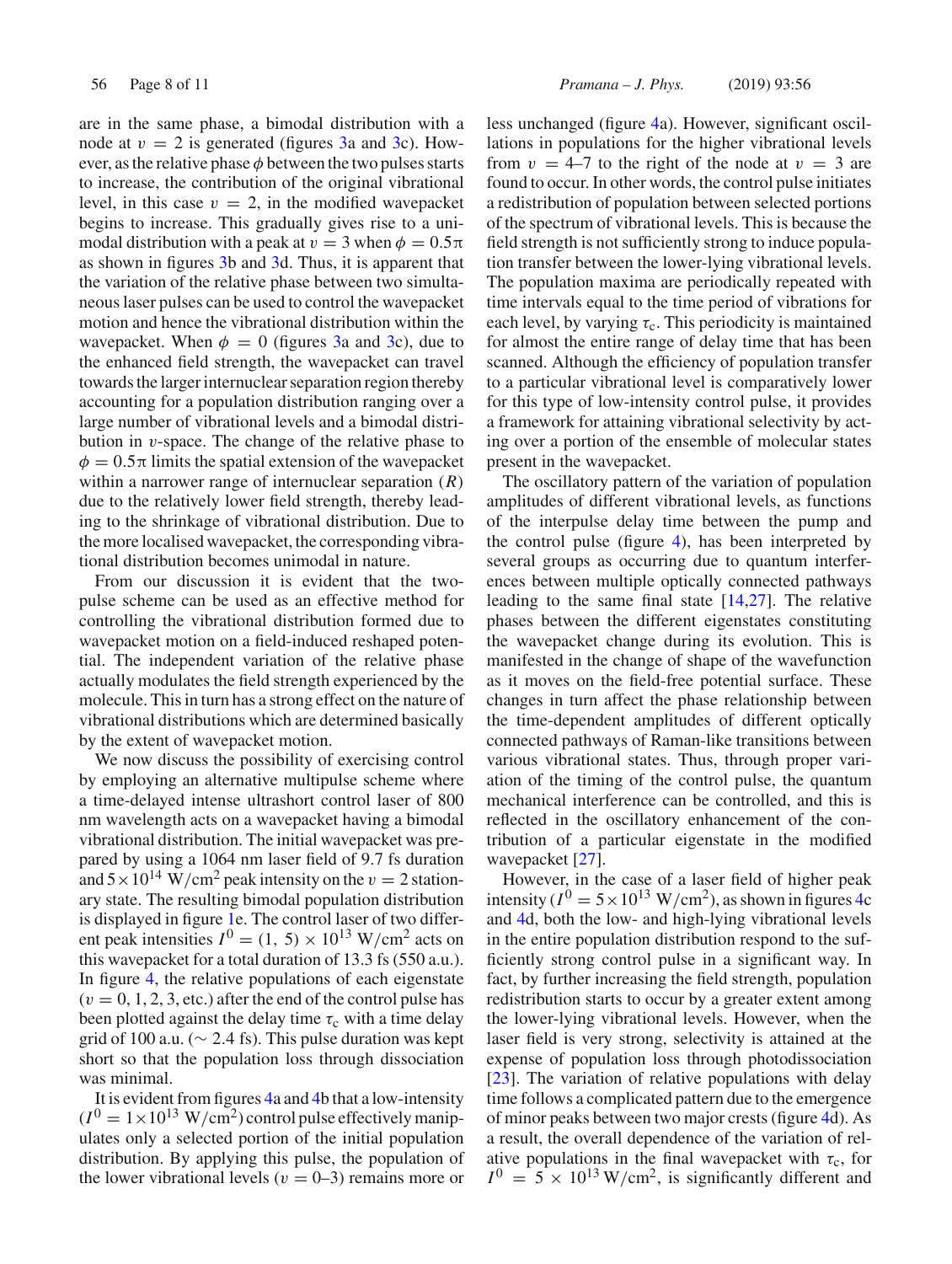are in the same phase, a bimodal distribution with a node at $v = 2$ is generated (figures 3a and 3c). However, as the relative phase $\phi$ between the two pulses starts to increase, the contribution of the original vibrational level, in this case $v = 2$, in the modified wavepacket begins to increase. This gradually gives rise to a unimodal distribution with a peak at $v = 3$ when $\phi = 0.5\pi$ as shown in figures 3b and 3d. Thus, it is apparent that the variation of the relative phase between two simultaneous laser pulses can be used to control the wavepacket motion and hence the vibrational distribution within the wavepacket. When $\phi = 0$ (figures 3a and 3c), due to the enhanced field strength, the wavepacket can travel towards the larger internuclear separation region thereby accounting for a population distribution ranging over a large number of vibrational levels and a bimodal distribution in $v$-space. The change of the relative phase to $\phi = 0.5\pi$ limits the spatial extension of the wavepacket within a narrower range of internuclear separation ($R$) due to the relatively lower field strength, thereby leading to the shrinkage of vibrational distribution. Due to the more localised wavepacket, the corresponding vibrational distribution becomes unimodal in nature.

From our discussion it is evident that the two-pulse scheme can be used as an effective method for controlling the vibrational distribution formed due to wavepacket motion on a field-induced reshaped potential. The independent variation of the relative phase actually modulates the field strength experienced by the molecule. This in turn has a strong effect on the nature of vibrational distributions which are determined basically by the extent of wavepacket motion.

We now discuss the possibility of exercising control by employing an alternative multipulse scheme where a time-delayed intense ultrashort control laser of 800 nm wavelength acts on a wavepacket having a bimodal vibrational distribution. The initial wavepacket was prepared by using a 1064 nm laser field of 9.7 fs duration and $5 \times 10^{14}$ W/cm$^2$ peak intensity on the $v = 2$ stationary state. The resulting bimodal population distribution is displayed in figure 1e. The control laser of two different peak intensities $I^0 = (1, 5) \times 10^{13}$ W/cm$^2$ acts on this wavepacket for a total duration of 13.3 fs (550 a.u.). In figure 4, the relative populations of each eigenstate ($v = 0, 1, 2, 3$, etc.) after the end of the control pulse has been plotted against the delay time $\tau_c$ with a time delay grid of 100 a.u. ($\sim$ 2.4 fs). This pulse duration was kept short so that the population loss through dissociation was minimal.

It is evident from figures 4a and 4b that a low-intensity ($I^0 = 1 \times 10^{13}$ W/cm$^2$) control pulse effectively manipulates only a selected portion of the initial population distribution. By applying this pulse, the population of the lower vibrational levels ($v = 0$–$3$) remains more or less unchanged (figure 4a). However, significant oscillations in populations for the higher vibrational levels from $v = 4$–$7$ to the right of the node at $v = 3$ are found to occur. In other words, the control pulse initiates a redistribution of population between selected portions of the spectrum of vibrational levels. This is because the field strength is not sufficiently strong to induce population transfer between the lower-lying vibrational levels. The population maxima are periodically repeated with time intervals equal to the time period of vibrations for each level, by varying $\tau_c$. This periodicity is maintained for almost the entire range of delay time that has been scanned. Although the efficiency of population transfer to a particular vibrational level is comparatively lower for this type of low-intensity control pulse, it provides a framework for attaining vibrational selectivity by acting over a portion of the ensemble of molecular states present in the wavepacket.

The oscillatory pattern of the variation of population amplitudes of different vibrational levels, as functions of the interpulse delay time between the pump and the control pulse (figure 4), has been interpreted by several groups as occurring due to quantum interferences between multiple optically connected pathways leading to the same final state [14,27]. The relative phases between the different eigenstates constituting the wavepacket change during its evolution. This is manifested in the change of shape of the wavefunction as it moves on the field-free potential surface. These changes in turn affect the phase relationship between the time-dependent amplitudes of different optically connected pathways of Raman-like transitions between various vibrational states. Thus, through proper variation of the timing of the control pulse, the quantum mechanical interference can be controlled, and this is reflected in the oscillatory enhancement of the contribution of a particular eigenstate in the modified wavepacket [27].

However, in the case of a laser field of higher peak intensity ($I^0 = 5 \times 10^{13}$ W/cm$^2$), as shown in figures 4c and 4d, both the low- and high-lying vibrational levels in the entire population distribution respond to the sufficiently strong control pulse in a significant way. In fact, by further increasing the field strength, population redistribution starts to occur by a greater extent among the lower-lying vibrational levels. However, when the laser field is very strong, selectivity is attained at the expense of population loss through photodissociation [23]. The variation of relative populations with delay time follows a complicated pattern due to the emergence of minor peaks between two major crests (figure 4d). As a result, the overall dependence of the variation of relative populations in the final wavepacket with $\tau_c$, for $I^0 = 5 \times 10^{13}$ W/cm$^2$, is significantly different and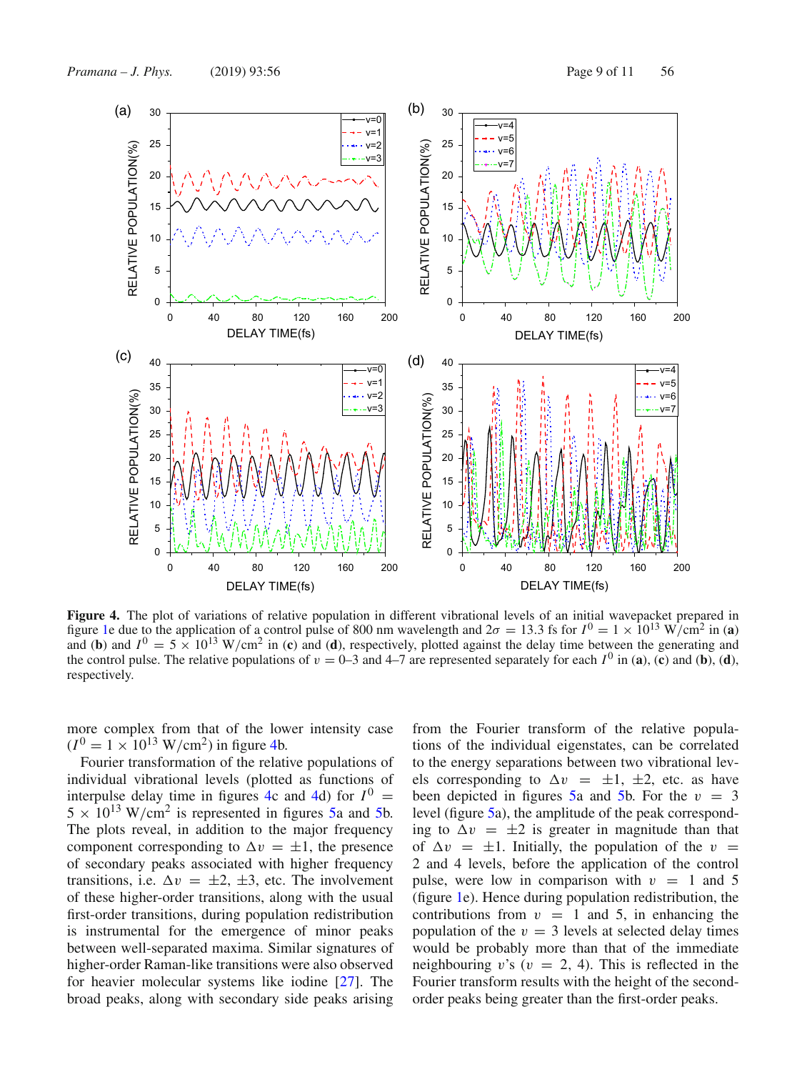**Figure 4.** The plot of variations of relative population in different vibrational levels of an initial wavepacket prepared in figure 1e due to the application of a control pulse of 800 nm wavelength and $2\sigma = 13.3$ fs for $I^0 = 1 \times 10^{13}$ W/cm$^2$ in (**a**) and (**b**) and $I^0 = 5 \times 10^{13}$ W/cm$^2$ in (**c**) and (**d**), respectively, plotted against the delay time between the generating and the control pulse. The relative populations of $v = 0$–3 and 4–7 are represented separately for each $I^0$ in (**a**), (**c**) and (**b**), (**d**), respectively.

more complex from that of the lower intensity case ($I^0 = 1 \times 10^{13}$ W/cm$^2$) in figure 4b.

Fourier transformation of the relative populations of individual vibrational levels (plotted as functions of interpulse delay time in figures 4c and 4d) for $I^0 = 5 \times 10^{13}$ W/cm$^2$ is represented in figures 5a and 5b. The plots reveal, in addition to the major frequency component corresponding to $\Delta v = \pm 1$, the presence of secondary peaks associated with higher frequency transitions, i.e. $\Delta v = \pm 2, \pm 3$, etc. The involvement of these higher-order transitions, along with the usual first-order transitions, during population redistribution is instrumental for the emergence of minor peaks between well-separated maxima. Similar signatures of higher-order Raman-like transitions were also observed for heavier molecular systems like iodine [27]. The broad peaks, along with secondary side peaks arising from the Fourier transform of the relative populations of the individual eigenstates, can be correlated to the energy separations between two vibrational levels corresponding to $\Delta v = \pm 1, \pm 2$, etc. as have been depicted in figures 5a and 5b. For the $v = 3$ level (figure 5a), the amplitude of the peak corresponding to $\Delta v = \pm 2$ is greater in magnitude than that of $\Delta v = \pm 1$. Initially, the population of the $v = 2$ and 4 levels, before the application of the control pulse, were low in comparison with $v = 1$ and 5 (figure 1e). Hence during population redistribution, the contributions from $v = 1$ and 5, in enhancing the population of the $v = 3$ levels at selected delay times would be probably more than that of the immediate neighbouring $v$'s ($v = 2, 4$). This is reflected in the Fourier transform results with the height of the second-order peaks being greater than the first-order peaks.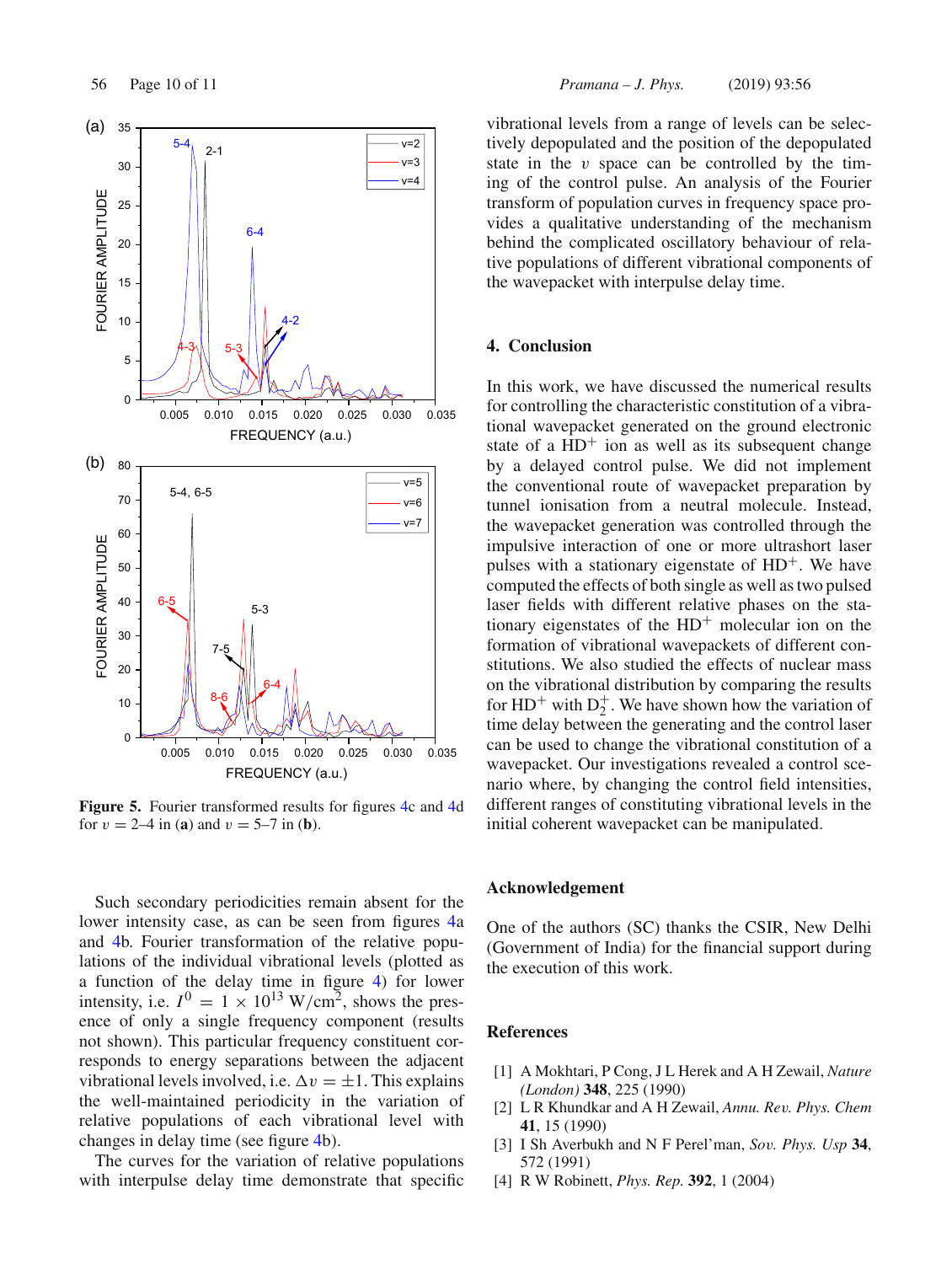**Figure 5.** Fourier transformed results for figures 4c and 4d for $v = 2$–4 in (**a**) and $v = 5$–7 in (**b**).

Such secondary periodicities remain absent for the lower intensity case, as can be seen from figures 4a and 4b. Fourier transformation of the relative populations of the individual vibrational levels (plotted as a function of the delay time in figure 4) for lower intensity, i.e. $I^0 = 1 \times 10^{13}$ W/cm$^2$, shows the presence of only a single frequency component (results not shown). This particular frequency constituent corresponds to energy separations between the adjacent vibrational levels involved, i.e. $\Delta v = \pm 1$. This explains the well-maintained periodicity in the variation of relative populations of each vibrational level with changes in delay time (see figure 4b).

The curves for the variation of relative populations with interpulse delay time demonstrate that specific vibrational levels from a range of levels can be selectively depopulated and the position of the depopulated state in the $v$ space can be controlled by the timing of the control pulse. An analysis of the Fourier transform of population curves in frequency space provides a qualitative understanding of the mechanism behind the complicated oscillatory behaviour of relative populations of different vibrational components of the wavepacket with interpulse delay time.

## 4. Conclusion

In this work, we have discussed the numerical results for controlling the characteristic constitution of a vibrational wavepacket generated on the ground electronic state of a $HD^+$ ion as well as its subsequent change by a delayed control pulse. We did not implement the conventional route of wavepacket preparation by tunnel ionisation from a neutral molecule. Instead, the wavepacket generation was controlled through the impulsive interaction of one or more ultrashort laser pulses with a stationary eigenstate of $HD^+$. We have computed the effects of both single as well as two pulsed laser fields with different relative phases on the stationary eigenstates of the $HD^+$ molecular ion on the formation of vibrational wavepackets of different constitutions. We also studied the effects of nuclear mass on the vibrational distribution by comparing the results for $HD^+$ with $D_2^+$. We have shown how the variation of time delay between the generating and the control laser can be used to change the vibrational constitution of a wavepacket. Our investigations revealed a control scenario where, by changing the control field intensities, different ranges of constituting vibrational levels in the initial coherent wavepacket can be manipulated.

## Acknowledgement

One of the authors (SC) thanks the CSIR, New Delhi (Government of India) for the financial support during the execution of this work.

## References

[1] A Mokhtari, P Cong, J L Herek and A H Zewail, *Nature (London)* **348**, 225 (1990)

[2] L R Khundkar and A H Zewail, *Annu. Rev. Phys. Chem* **41**, 15 (1990)

[3] I Sh Averbukh and N F Perel'man, *Sov. Phys. Usp* **34**, 572 (1991)

[4] R W Robinett, *Phys. Rep.* **392**, 1 (2004)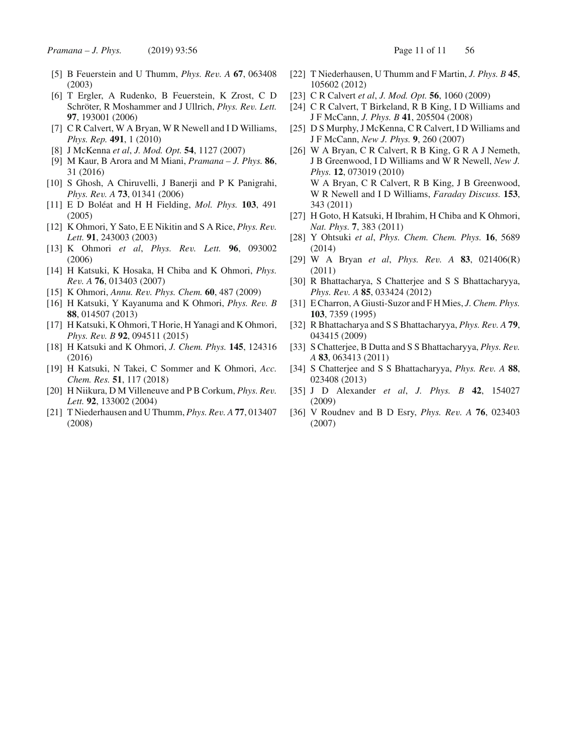[5] B Feuerstein and U Thumm, *Phys. Rev. A* **67**, 063408 (2003)

[6] T Ergler, A Rudenko, B Feuerstein, K Zrost, C D Schröter, R Moshammer and J Ullrich, *Phys. Rev. Lett.* **97**, 193001 (2006)

[7] C R Calvert, W A Bryan, W R Newell and I D Williams, *Phys. Rep.* **491**, 1 (2010)

[8] J McKenna *et al*, *J. Mod. Opt.* **54**, 1127 (2007)

[9] M Kaur, B Arora and M Miani, *Pramana – J. Phys.* **86**, 31 (2016)

[10] S Ghosh, A Chiruvelli, J Banerji and P K Panigrahi, *Phys. Rev. A* **73**, 01341 (2006)

[11] E D Boléat and H H Fielding, *Mol. Phys.* **103**, 491 (2005)

[12] K Ohmori, Y Sato, E E Nikitin and S A Rice, *Phys. Rev. Lett.* **91**, 243003 (2003)

[13] K Ohmori *et al*, *Phys. Rev. Lett.* **96**, 093002 (2006)

[14] H Katsuki, K Hosaka, H Chiba and K Ohmori, *Phys. Rev. A* **76**, 013403 (2007)

[15] K Ohmori, *Annu. Rev. Phys. Chem.* **60**, 487 (2009)

[16] H Katsuki, Y Kayanuma and K Ohmori, *Phys. Rev. B* **88**, 014507 (2013)

[17] H Katsuki, K Ohmori, T Horie, H Yanagi and K Ohmori, *Phys. Rev. B* **92**, 094511 (2015)

[18] H Katsuki and K Ohmori, *J. Chem. Phys.* **145**, 124316 (2016)

[19] H Katsuki, N Takei, C Sommer and K Ohmori, *Acc. Chem. Res.* **51**, 117 (2018)

[20] H Niikura, D M Villeneuve and P B Corkum, *Phys. Rev. Lett.* **92**, 133002 (2004)

[21] T Niederhausen and U Thumm, *Phys. Rev. A* **77**, 013407 (2008)

[22] T Niederhausen, U Thumm and F Martin, *J. Phys. B* **45**, 105602 (2012)

[23] C R Calvert *et al*, *J. Mod. Opt.* **56**, 1060 (2009)

[24] C R Calvert, T Birkeland, R B King, I D Williams and J F McCann, *J. Phys. B* **41**, 205504 (2008)

[25] D S Murphy, J McKenna, C R Calvert, I D Williams and J F McCann, *New J. Phys.* **9**, 260 (2007)

[26] W A Bryan, C R Calvert, R B King, G R A J Nemeth, J B Greenwood, I D Williams and W R Newell, *New J. Phys.* **12**, 073019 (2010)
W A Bryan, C R Calvert, R B King, J B Greenwood, W R Newell and I D Williams, *Faraday Discuss.* **153**, 343 (2011)

[27] H Goto, H Katsuki, H Ibrahim, H Chiba and K Ohmori, *Nat. Phys.* **7**, 383 (2011)

[28] Y Ohtsuki *et al*, *Phys. Chem. Chem. Phys.* **16**, 5689 (2014)

[29] W A Bryan *et al*, *Phys. Rev. A* **83**, 021406(R) (2011)

[30] R Bhattacharya, S Chatterjee and S S Bhattacharyya, *Phys. Rev. A* **85**, 033424 (2012)

[31] E Charron, A Giusti-Suzor and F H Mies, *J. Chem. Phys.* **103**, 7359 (1995)

[32] R Bhattacharya and S S Bhattacharyya, *Phys. Rev. A* **79**, 043415 (2009)

[33] S Chatterjee, B Dutta and S S Bhattacharyya, *Phys. Rev. A* **83**, 063413 (2011)

[34] S Chatterjee and S S Bhattacharyya, *Phys. Rev. A* **88**, 023408 (2013)

[35] J D Alexander *et al*, *J. Phys. B* **42**, 154027 (2009)

[36] V Roudnev and B D Esry, *Phys. Rev. A* **76**, 023403 (2007)